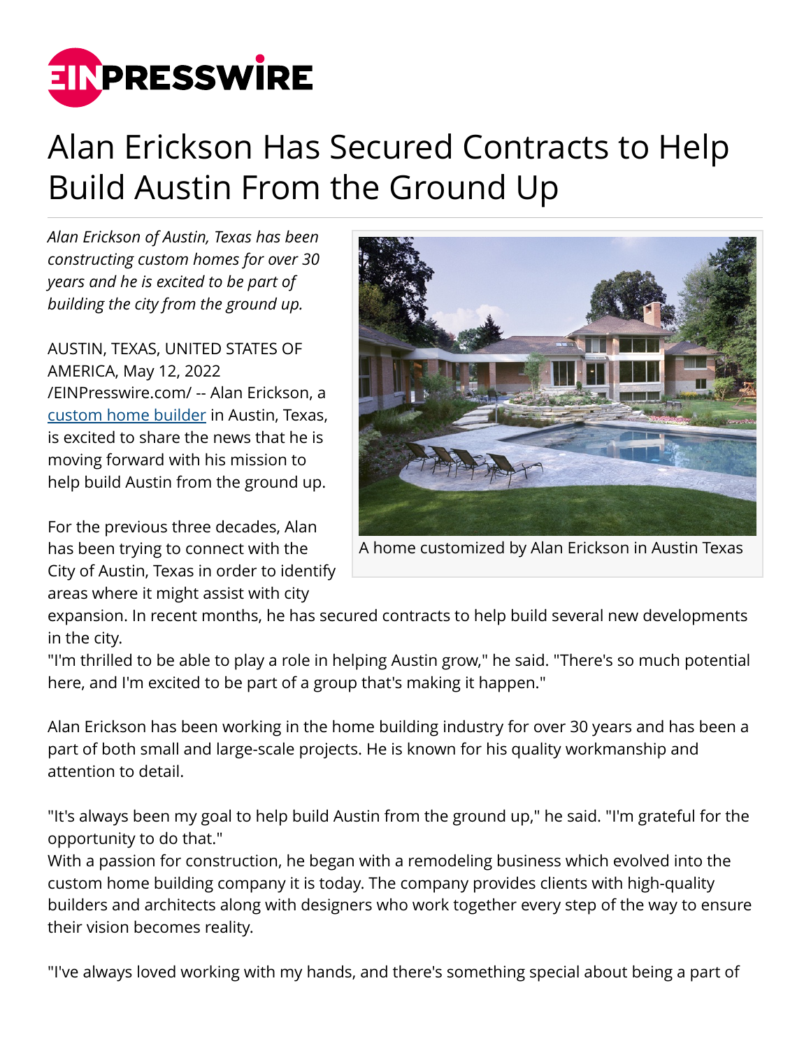# Alan Erickson Has Secured Contracts to Help Build Austin From the Ground Up

*Alan Erickson of Austin, Texas has been constructing custom homes for over 30 years and he is excited to be part of building the city from the ground up.*

A home customized by Alan Erickson in Austin Texas

AUSTIN, TEXAS, UNITED STATES OF AMERICA, May 12, 2022 /EINPresswire.com/ -- Alan Erickson, a custom home builder in Austin, Texas, is excited to share the news that he is moving forward with his mission to help build Austin from the ground up.

For the previous three decades, Alan has been trying to connect with the City of Austin, Texas in order to identify areas where it might assist with city expansion. In recent months, he has secured contracts to help build several new developments in the city.

"I'm thrilled to be able to play a role in helping Austin grow," he said. "There's so much potential here, and I'm excited to be part of a group that's making it happen."

Alan Erickson has been working in the home building industry for over 30 years and has been a part of both small and large-scale projects. He is known for his quality workmanship and attention to detail.

"It's always been my goal to help build Austin from the ground up," he said. "I'm grateful for the opportunity to do that."

With a passion for construction, he began with a remodeling business which evolved into the custom home building company it is today. The company provides clients with high-quality builders and architects along with designers who work together every step of the way to ensure their vision becomes reality.

"I've always loved working with my hands, and there's something special about being a part of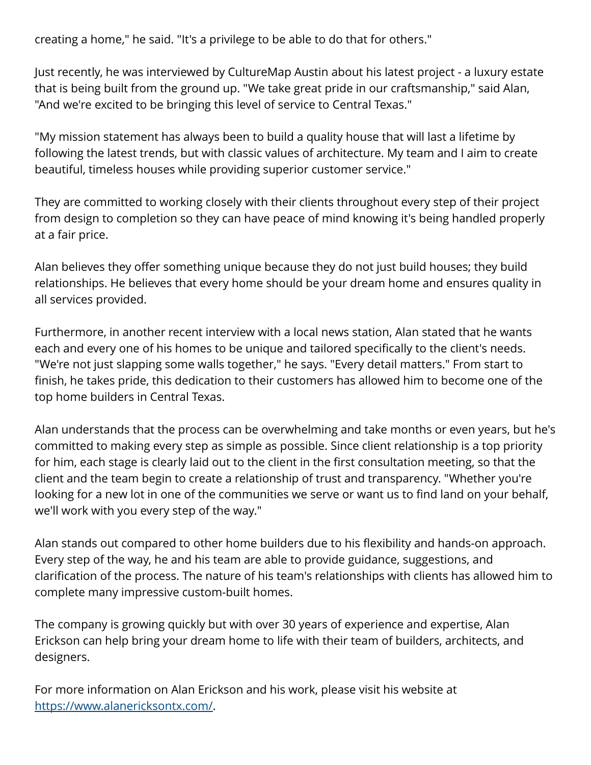creating a home," he said. "It's a privilege to be able to do that for others."

Just recently, he was interviewed by CultureMap Austin about his latest project - a luxury estate that is being built from the ground up. "We take great pride in our craftsmanship," said Alan, "And we're excited to be bringing this level of service to Central Texas."

"My mission statement has always been to build a quality house that will last a lifetime by following the latest trends, but with classic values of architecture. My team and I aim to create beautiful, timeless houses while providing superior customer service."

They are committed to working closely with their clients throughout every step of their project from design to completion so they can have peace of mind knowing it's being handled properly at a fair price.

Alan believes they offer something unique because they do not just build houses; they build relationships. He believes that every home should be your dream home and ensures quality in all services provided.

Furthermore, in another recent interview with a local news station, Alan stated that he wants each and every one of his homes to be unique and tailored specifically to the client's needs. "We're not just slapping some walls together," he says. "Every detail matters." From start to finish, he takes pride, this dedication to their customers has allowed him to become one of the top home builders in Central Texas.

Alan understands that the process can be overwhelming and take months or even years, but he's committed to making every step as simple as possible. Since client relationship is a top priority for him, each stage is clearly laid out to the client in the first consultation meeting, so that the client and the team begin to create a relationship of trust and transparency. "Whether you're looking for a new lot in one of the communities we serve or want us to find land on your behalf, we'll work with you every step of the way."

Alan stands out compared to other home builders due to his flexibility and hands-on approach. Every step of the way, he and his team are able to provide guidance, suggestions, and clarification of the process. The nature of his team's relationships with clients has allowed him to complete many impressive custom-built homes.

The company is growing quickly but with over 30 years of experience and expertise, Alan Erickson can help bring your dream home to life with their team of builders, architects, and designers.

For more information on Alan Erickson and his work, please visit his website at [https://www.alanericksontx.com/](https://www.alanericksontx.com/).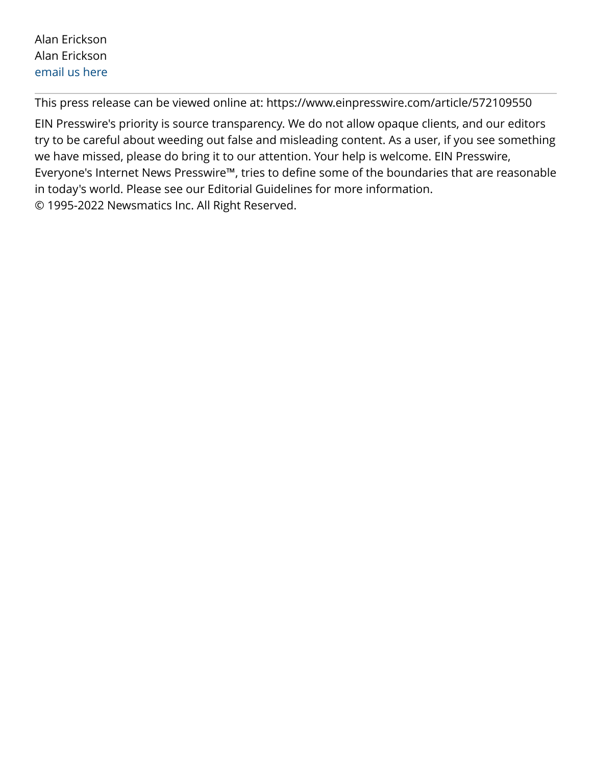Alan Erickson
Alan Erickson
email us here

---

This press release can be viewed online at: https://www.einpresswire.com/article/572109550

EIN Presswire's priority is source transparency. We do not allow opaque clients, and our editors try to be careful about weeding out false and misleading content. As a user, if you see something we have missed, please do bring it to our attention. Your help is welcome. EIN Presswire, Everyone's Internet News Presswire™, tries to define some of the boundaries that are reasonable in today's world. Please see our Editorial Guidelines for more information.
© 1995-2022 Newsmatics Inc. All Right Reserved.